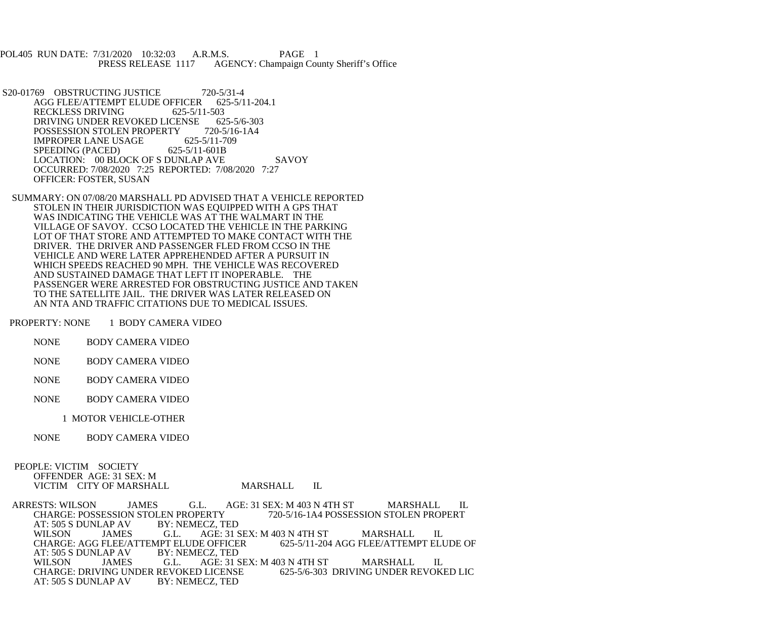POL405 RUN DATE: 7/31/2020 10:32:03 A.R.M.S. PAGE 1
PRESS RELEASE 1117 AGENCY: Champaign County Sheriff's Office

S20-01769 OBSTRUCTING JUSTICE 720-5/31-4
AGG FLEE/ATTEMPT ELUDE OFFICER 625-5/11-204.1
RECKLESS DRIVING 625-5/11-503
DRIVING UNDER REVOKED LICENSE 625-5/6-303
POSSESSION STOLEN PROPERTY 720-5/16-1A4
IMPROPER LANE USAGE 625-5/11-709
SPEEDING (PACED) 625-5/11-601B
LOCATION: 00 BLOCK OF S DUNLAP AVE SAVOY
OCCURRED: 7/08/2020 7:25 REPORTED: 7/08/2020 7:27
OFFICER: FOSTER, SUSAN

SUMMARY: ON 07/08/20 MARSHALL PD ADVISED THAT A VEHICLE REPORTED STOLEN IN THEIR JURISDICTION WAS EQUIPPED WITH A GPS THAT WAS INDICATING THE VEHICLE WAS AT THE WALMART IN THE VILLAGE OF SAVOY. CCSO LOCATED THE VEHICLE IN THE PARKING LOT OF THAT STORE AND ATTEMPTED TO MAKE CONTACT WITH THE DRIVER. THE DRIVER AND PASSENGER FLED FROM CCSO IN THE VEHICLE AND WERE LATER APPREHENDED AFTER A PURSUIT IN WHICH SPEEDS REACHED 90 MPH. THE VEHICLE WAS RECOVERED AND SUSTAINED DAMAGE THAT LEFT IT INOPERABLE. THE PASSENGER WERE ARRESTED FOR OBSTRUCTING JUSTICE AND TAKEN TO THE SATELLITE JAIL. THE DRIVER WAS LATER RELEASED ON AN NTA AND TRAFFIC CITATIONS DUE TO MEDICAL ISSUES.

PROPERTY: NONE 1 BODY CAMERA VIDEO

NONE BODY CAMERA VIDEO

NONE BODY CAMERA VIDEO

NONE BODY CAMERA VIDEO

NONE BODY CAMERA VIDEO

1 MOTOR VEHICLE-OTHER

NONE BODY CAMERA VIDEO

PEOPLE: VICTIM SOCIETY
OFFENDER AGE: 31 SEX: M
VICTIM CITY OF MARSHALL MARSHALL IL

ARRESTS: WILSON JAMES G.L. AGE: 31 SEX: M 403 N 4TH ST MARSHALL IL
CHARGE: POSSESSION STOLEN PROPERTY 720-5/16-1A4 POSSESSION STOLEN PROPERT
AT: 505 S DUNLAP AV BY: NEMECZ, TED
WILSON JAMES G.L. AGE: 31 SEX: M 403 N 4TH ST MARSHALL IL
CHARGE: AGG FLEE/ATTEMPT ELUDE OFFICER 625-5/11-204 AGG FLEE/ATTEMPT ELUDE OF
AT: 505 S DUNLAP AV BY: NEMECZ, TED
WILSON JAMES G.L. AGE: 31 SEX: M 403 N 4TH ST MARSHALL IL
CHARGE: DRIVING UNDER REVOKED LICENSE 625-5/6-303 DRIVING UNDER REVOKED LIC
AT: 505 S DUNLAP AV BY: NEMECZ, TED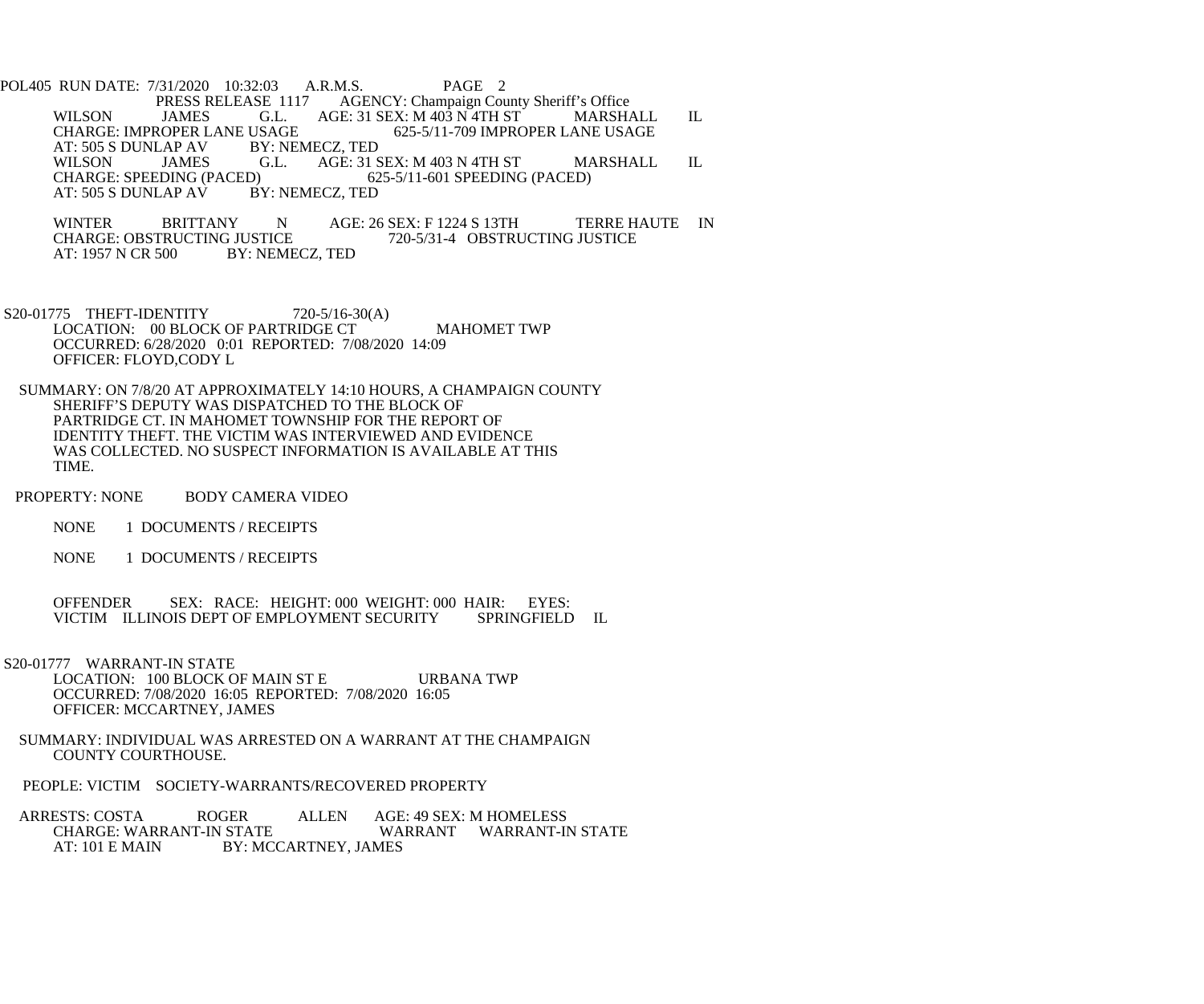WILSON JAMES G.L. AGE: 31 SEX: M 403 N 4TH ST MARSHALL IL
CHARGE: IMPROPER LANE USAGE 625-5/11-709 IMPROPER LANE USAGE
AT: 505 S DUNLAP AV BY: NEMECZ, TED

WILSON JAMES G.L. AGE: 31 SEX: M 403 N 4TH ST MARSHALL IL
CHARGE: SPEEDING (PACED) 625-5/11-601 SPEEDING (PACED)
AT: 505 S DUNLAP AV BY: NEMECZ, TED

WINTER BRITTANY N AGE: 26 SEX: F 1224 S 13TH TERRE HAUTE IN
CHARGE: OBSTRUCTING JUSTICE 720-5/31-4 OBSTRUCTING JUSTICE
AT: 1957 N CR 500 BY: NEMECZ, TED

S20-01775 THEFT-IDENTITY 720-5/16-30(A)
LOCATION: 00 BLOCK OF PARTRIDGE CT MAHOMET TWP
OCCURRED: 6/28/2020 0:01 REPORTED: 7/08/2020 14:09
OFFICER: FLOYD,CODY L

SUMMARY: ON 7/8/20 AT APPROXIMATELY 14:10 HOURS, A CHAMPAIGN COUNTY SHERIFF'S DEPUTY WAS DISPATCHED TO THE BLOCK OF PARTRIDGE CT. IN MAHOMET TOWNSHIP FOR THE REPORT OF IDENTITY THEFT. THE VICTIM WAS INTERVIEWED AND EVIDENCE WAS COLLECTED. NO SUSPECT INFORMATION IS AVAILABLE AT THIS TIME.

PROPERTY: NONE BODY CAMERA VIDEO

NONE 1 DOCUMENTS / RECEIPTS

NONE 1 DOCUMENTS / RECEIPTS

OFFENDER SEX: RACE: HEIGHT: 000 WEIGHT: 000 HAIR: EYES:
VICTIM ILLINOIS DEPT OF EMPLOYMENT SECURITY SPRINGFIELD IL

S20-01777 WARRANT-IN STATE
LOCATION: 100 BLOCK OF MAIN ST E URBANA TWP
OCCURRED: 7/08/2020 16:05 REPORTED: 7/08/2020 16:05
OFFICER: MCCARTNEY, JAMES

SUMMARY: INDIVIDUAL WAS ARRESTED ON A WARRANT AT THE CHAMPAIGN COUNTY COURTHOUSE.

PEOPLE: VICTIM SOCIETY-WARRANTS/RECOVERED PROPERTY

ARRESTS: COSTA ROGER ALLEN AGE: 49 SEX: M HOMELESS
CHARGE: WARRANT-IN STATE WARRANT WARRANT-IN STATE
AT: 101 E MAIN BY: MCCARTNEY, JAMES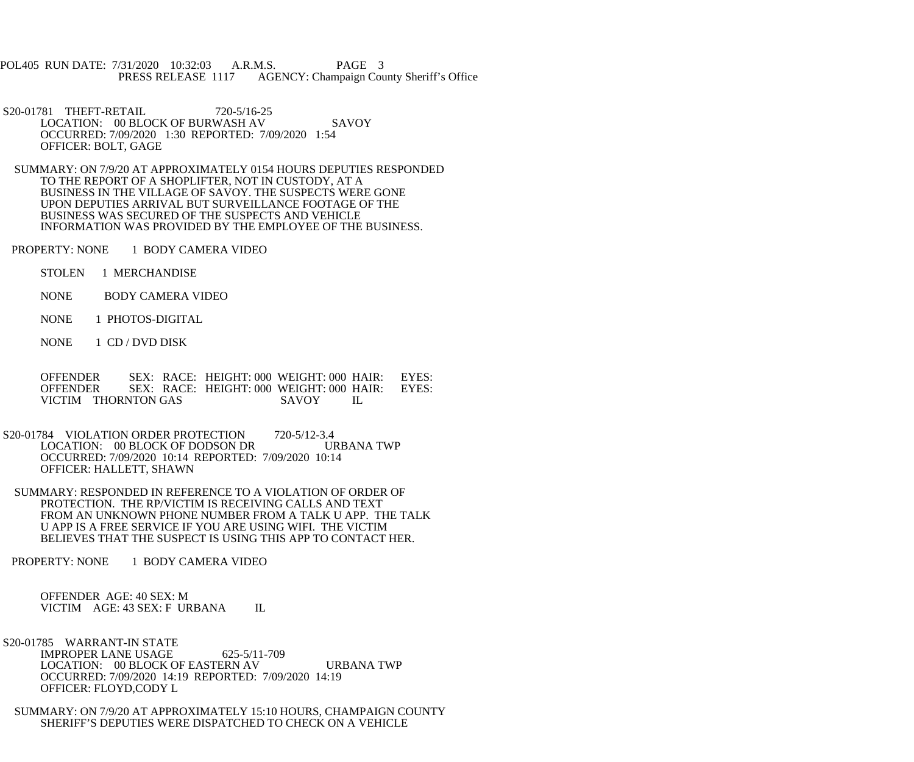S20-01781 THEFT-RETAIL 720-5/16-25
LOCATION: 00 BLOCK OF BURWASH AV SAVOY
OCCURRED: 7/09/2020 1:30 REPORTED: 7/09/2020 1:54
OFFICER: BOLT, GAGE

SUMMARY: ON 7/9/20 AT APPROXIMATELY 0154 HOURS DEPUTIES RESPONDED TO THE REPORT OF A SHOPLIFTER, NOT IN CUSTODY, AT A BUSINESS IN THE VILLAGE OF SAVOY. THE SUSPECTS WERE GONE UPON DEPUTIES ARRIVAL BUT SURVEILLANCE FOOTAGE OF THE BUSINESS WAS SECURED OF THE SUSPECTS AND VEHICLE INFORMATION WAS PROVIDED BY THE EMPLOYEE OF THE BUSINESS.

PROPERTY: NONE 1 BODY CAMERA VIDEO

STOLEN 1 MERCHANDISE

NONE BODY CAMERA VIDEO

NONE 1 PHOTOS-DIGITAL

NONE 1 CD / DVD DISK

OFFENDER SEX: RACE: HEIGHT: 000 WEIGHT: 000 HAIR: EYES:
OFFENDER SEX: RACE: HEIGHT: 000 WEIGHT: 000 HAIR: EYES:
VICTIM THORNTON GAS SAVOY IL

S20-01784 VIOLATION ORDER PROTECTION 720-5/12-3.4
LOCATION: 00 BLOCK OF DODSON DR URBANA TWP
OCCURRED: 7/09/2020 10:14 REPORTED: 7/09/2020 10:14
OFFICER: HALLETT, SHAWN

SUMMARY: RESPONDED IN REFERENCE TO A VIOLATION OF ORDER OF PROTECTION. THE RP/VICTIM IS RECEIVING CALLS AND TEXT FROM AN UNKNOWN PHONE NUMBER FROM A TALK U APP. THE TALK U APP IS A FREE SERVICE IF YOU ARE USING WIFI. THE VICTIM BELIEVES THAT THE SUSPECT IS USING THIS APP TO CONTACT HER.

PROPERTY: NONE 1 BODY CAMERA VIDEO

OFFENDER AGE: 40 SEX: M
VICTIM AGE: 43 SEX: F URBANA IL

S20-01785 WARRANT-IN STATE
IMPROPER LANE USAGE 625-5/11-709
LOCATION: 00 BLOCK OF EASTERN AV URBANA TWP
OCCURRED: 7/09/2020 14:19 REPORTED: 7/09/2020 14:19
OFFICER: FLOYD,CODY L

SUMMARY: ON 7/9/20 AT APPROXIMATELY 15:10 HOURS, CHAMPAIGN COUNTY SHERIFF'S DEPUTIES WERE DISPATCHED TO CHECK ON A VEHICLE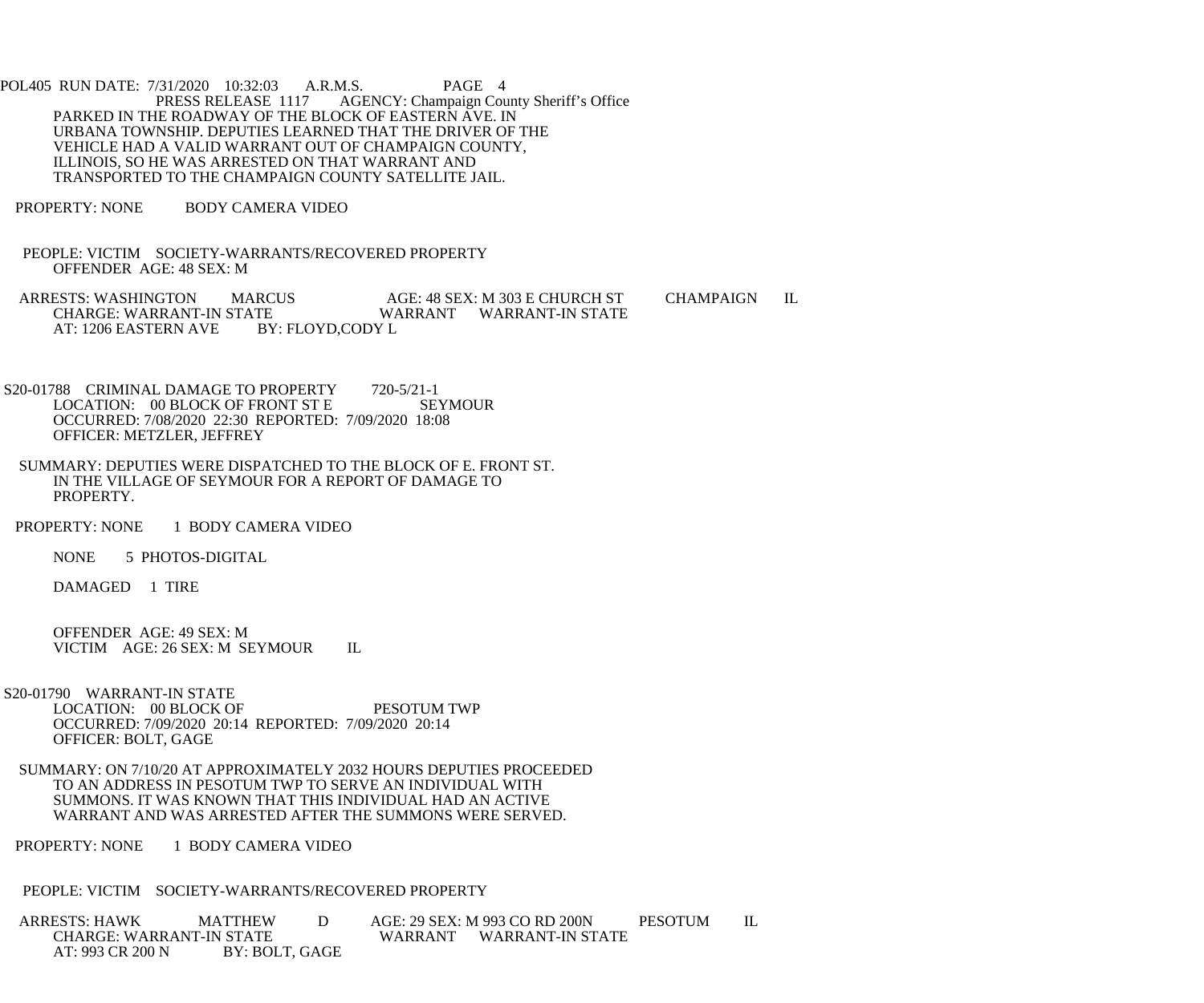PARKED IN THE ROADWAY OF THE BLOCK OF EASTERN AVE. IN URBANA TOWNSHIP. DEPUTIES LEARNED THAT THE DRIVER OF THE VEHICLE HAD A VALID WARRANT OUT OF CHAMPAIGN COUNTY, ILLINOIS, SO HE WAS ARRESTED ON THAT WARRANT AND TRANSPORTED TO THE CHAMPAIGN COUNTY SATELLITE JAIL.

PROPERTY: NONE BODY CAMERA VIDEO

PEOPLE: VICTIM SOCIETY-WARRANTS/RECOVERED PROPERTY
OFFENDER AGE: 48 SEX: M

ARRESTS: WASHINGTON MARCUS AGE: 48 SEX: M 303 E CHURCH ST CHAMPAIGN IL
CHARGE: WARRANT-IN STATE WARRANT WARRANT-IN STATE
AT: 1206 EASTERN AVE BY: FLOYD,CODY L

S20-01788 CRIMINAL DAMAGE TO PROPERTY 720-5/21-1
LOCATION: 00 BLOCK OF FRONT ST E SEYMOUR
OCCURRED: 7/08/2020 22:30 REPORTED: 7/09/2020 18:08
OFFICER: METZLER, JEFFREY

SUMMARY: DEPUTIES WERE DISPATCHED TO THE BLOCK OF E. FRONT ST. IN THE VILLAGE OF SEYMOUR FOR A REPORT OF DAMAGE TO PROPERTY.

PROPERTY: NONE 1 BODY CAMERA VIDEO

NONE 5 PHOTOS-DIGITAL

DAMAGED 1 TIRE

OFFENDER AGE: 49 SEX: M
VICTIM AGE: 26 SEX: M SEYMOUR IL

S20-01790 WARRANT-IN STATE
LOCATION: 00 BLOCK OF PESOTUM TWP
OCCURRED: 7/09/2020 20:14 REPORTED: 7/09/2020 20:14
OFFICER: BOLT, GAGE

SUMMARY: ON 7/10/20 AT APPROXIMATELY 2032 HOURS DEPUTIES PROCEEDED TO AN ADDRESS IN PESOTUM TWP TO SERVE AN INDIVIDUAL WITH SUMMONS. IT WAS KNOWN THAT THIS INDIVIDUAL HAD AN ACTIVE WARRANT AND WAS ARRESTED AFTER THE SUMMONS WERE SERVED.

PROPERTY: NONE 1 BODY CAMERA VIDEO

PEOPLE: VICTIM SOCIETY-WARRANTS/RECOVERED PROPERTY

ARRESTS: HAWK MATTHEW D AGE: 29 SEX: M 993 CO RD 200N PESOTUM IL
CHARGE: WARRANT-IN STATE WARRANT WARRANT-IN STATE
AT: 993 CR 200 N BY: BOLT, GAGE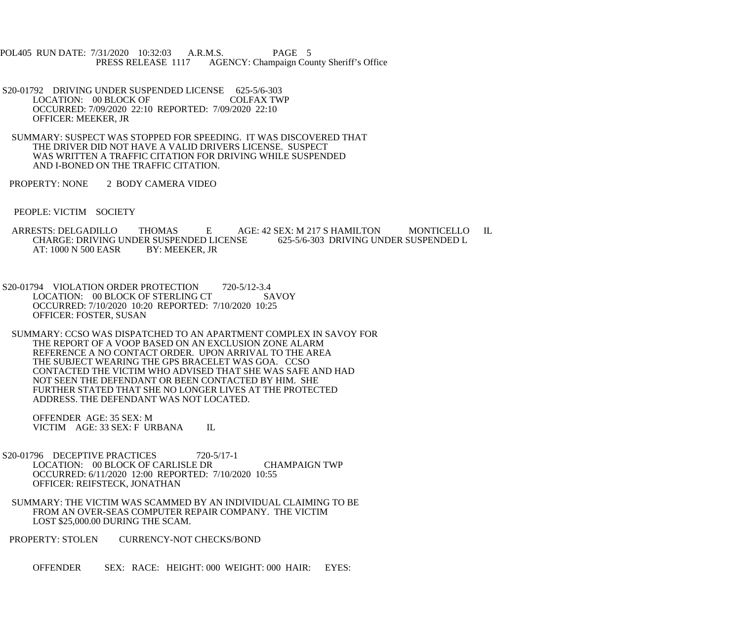S20-01792 DRIVING UNDER SUSPENDED LICENSE 625-5/6-303
LOCATION: 00 BLOCK OF COLFAX TWP
OCCURRED: 7/09/2020 22:10 REPORTED: 7/09/2020 22:10
OFFICER: MEEKER, JR

SUMMARY: SUSPECT WAS STOPPED FOR SPEEDING. IT WAS DISCOVERED THAT THE DRIVER DID NOT HAVE A VALID DRIVERS LICENSE. SUSPECT WAS WRITTEN A TRAFFIC CITATION FOR DRIVING WHILE SUSPENDED AND I-BONED ON THE TRAFFIC CITATION.

PROPERTY: NONE 2 BODY CAMERA VIDEO

PEOPLE: VICTIM SOCIETY

ARRESTS: DELGADILLO THOMAS E AGE: 42 SEX: M 217 S HAMILTON MONTICELLO IL
CHARGE: DRIVING UNDER SUSPENDED LICENSE 625-5/6-303 DRIVING UNDER SUSPENDED L
AT: 1000 N 500 EASR BY: MEEKER, JR

S20-01794 VIOLATION ORDER PROTECTION 720-5/12-3.4
LOCATION: 00 BLOCK OF STERLING CT SAVOY
OCCURRED: 7/10/2020 10:20 REPORTED: 7/10/2020 10:25
OFFICER: FOSTER, SUSAN

SUMMARY: CCSO WAS DISPATCHED TO AN APARTMENT COMPLEX IN SAVOY FOR THE REPORT OF A VOOP BASED ON AN EXCLUSION ZONE ALARM REFERENCE A NO CONTACT ORDER. UPON ARRIVAL TO THE AREA THE SUBJECT WEARING THE GPS BRACELET WAS GOA. CCSO CONTACTED THE VICTIM WHO ADVISED THAT SHE WAS SAFE AND HAD NOT SEEN THE DEFENDANT OR BEEN CONTACTED BY HIM. SHE FURTHER STATED THAT SHE NO LONGER LIVES AT THE PROTECTED ADDRESS. THE DEFENDANT WAS NOT LOCATED.

OFFENDER AGE: 35 SEX: M
VICTIM AGE: 33 SEX: F URBANA IL

S20-01796 DECEPTIVE PRACTICES 720-5/17-1
LOCATION: 00 BLOCK OF CARLISLE DR CHAMPAIGN TWP
OCCURRED: 6/11/2020 12:00 REPORTED: 7/10/2020 10:55
OFFICER: REIFSTECK, JONATHAN

SUMMARY: THE VICTIM WAS SCAMMED BY AN INDIVIDUAL CLAIMING TO BE FROM AN OVER-SEAS COMPUTER REPAIR COMPANY. THE VICTIM LOST $25,000.00 DURING THE SCAM.

PROPERTY: STOLEN CURRENCY-NOT CHECKS/BOND

OFFENDER SEX: RACE: HEIGHT: 000 WEIGHT: 000 HAIR: EYES: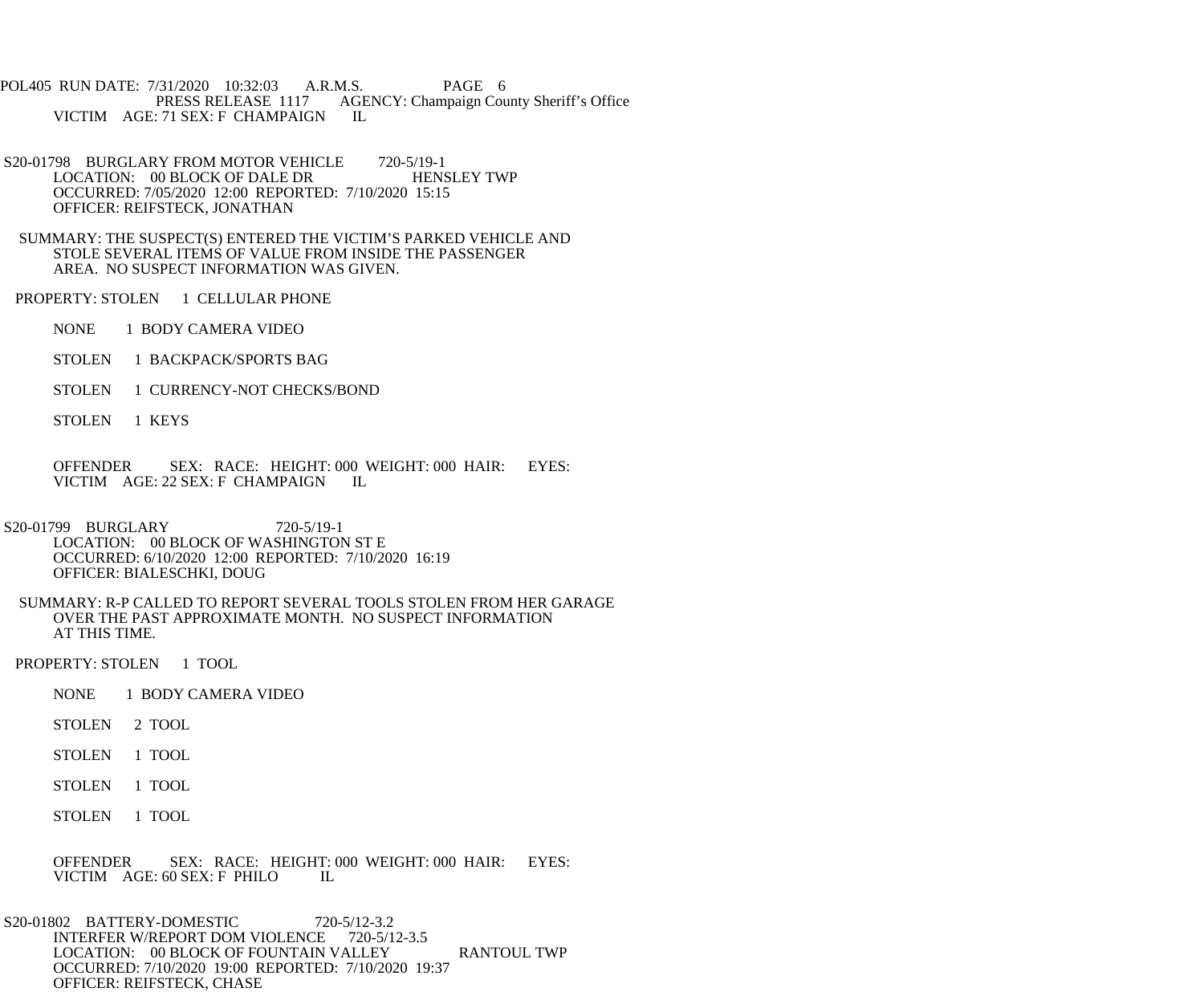VICTIM AGE: 71 SEX: F CHAMPAIGN IL

S20-01798 BURGLARY FROM MOTOR VEHICLE 720-5/19-1
LOCATION: 00 BLOCK OF DALE DR HENSLEY TWP
OCCURRED: 7/05/2020 12:00 REPORTED: 7/10/2020 15:15
OFFICER: REIFSTECK, JONATHAN

SUMMARY: THE SUSPECT(S) ENTERED THE VICTIM'S PARKED VEHICLE AND STOLE SEVERAL ITEMS OF VALUE FROM INSIDE THE PASSENGER AREA. NO SUSPECT INFORMATION WAS GIVEN.

PROPERTY: STOLEN 1 CELLULAR PHONE

NONE 1 BODY CAMERA VIDEO

STOLEN 1 BACKPACK/SPORTS BAG

STOLEN 1 CURRENCY-NOT CHECKS/BOND

STOLEN 1 KEYS

OFFENDER SEX: RACE: HEIGHT: 000 WEIGHT: 000 HAIR: EYES:
VICTIM AGE: 22 SEX: F CHAMPAIGN IL

S20-01799 BURGLARY 720-5/19-1
LOCATION: 00 BLOCK OF WASHINGTON ST E
OCCURRED: 6/10/2020 12:00 REPORTED: 7/10/2020 16:19
OFFICER: BIALESCHKI, DOUG

SUMMARY: R-P CALLED TO REPORT SEVERAL TOOLS STOLEN FROM HER GARAGE OVER THE PAST APPROXIMATE MONTH. NO SUSPECT INFORMATION AT THIS TIME.

PROPERTY: STOLEN 1 TOOL

NONE 1 BODY CAMERA VIDEO

STOLEN 2 TOOL

STOLEN 1 TOOL

STOLEN 1 TOOL

STOLEN 1 TOOL

OFFENDER SEX: RACE: HEIGHT: 000 WEIGHT: 000 HAIR: EYES:
VICTIM AGE: 60 SEX: F PHILO IL

S20-01802 BATTERY-DOMESTIC 720-5/12-3.2
INTERFER W/REPORT DOM VIOLENCE 720-5/12-3.5
LOCATION: 00 BLOCK OF FOUNTAIN VALLEY RANTOUL TWP
OCCURRED: 7/10/2020 19:00 REPORTED: 7/10/2020 19:37
OFFICER: REIFSTECK, CHASE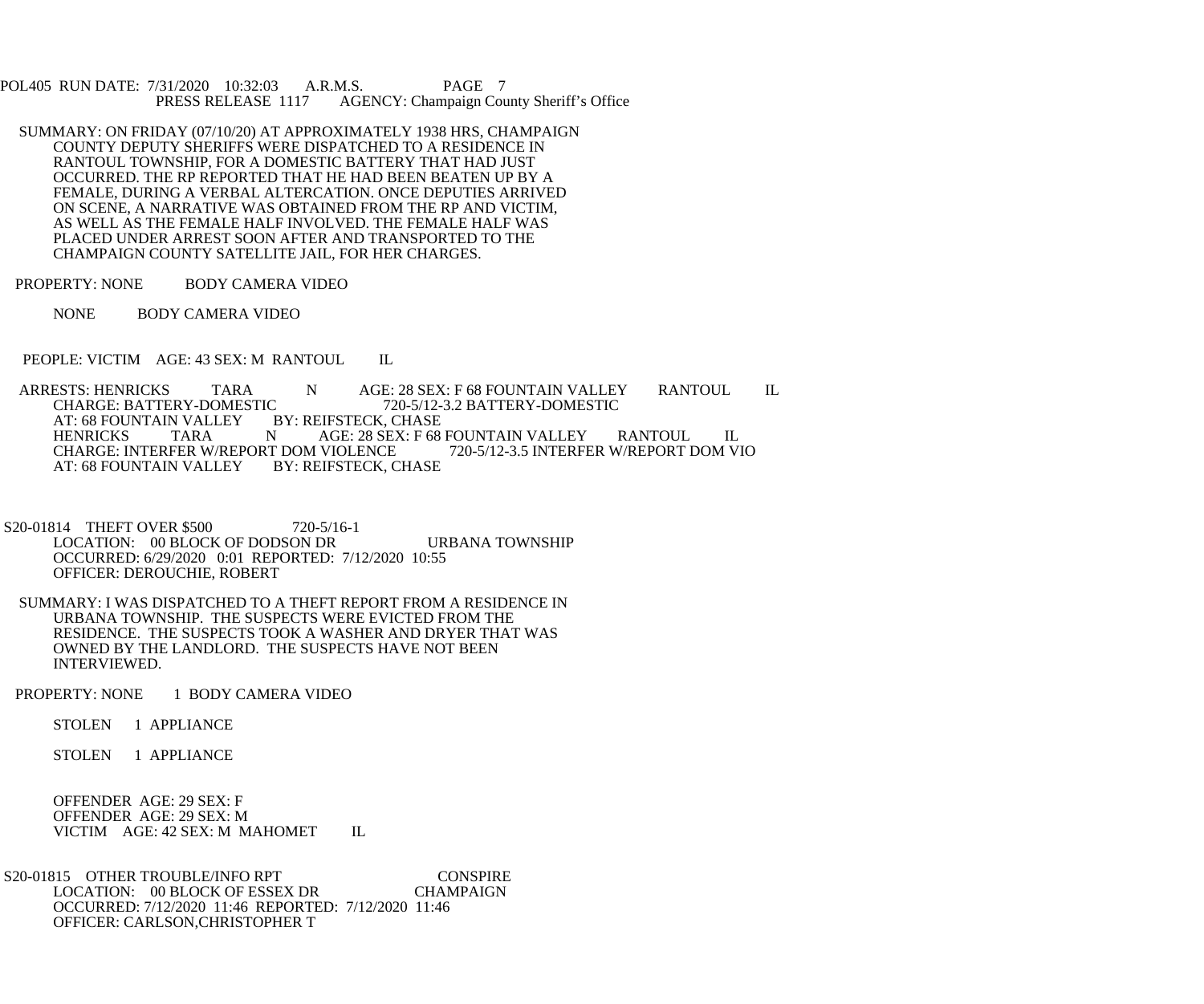SUMMARY: ON FRIDAY (07/10/20) AT APPROXIMATELY 1938 HRS, CHAMPAIGN COUNTY DEPUTY SHERIFFS WERE DISPATCHED TO A RESIDENCE IN RANTOUL TOWNSHIP, FOR A DOMESTIC BATTERY THAT HAD JUST OCCURRED. THE RP REPORTED THAT HE HAD BEEN BEATEN UP BY A FEMALE, DURING A VERBAL ALTERCATION. ONCE DEPUTIES ARRIVED ON SCENE, A NARRATIVE WAS OBTAINED FROM THE RP AND VICTIM, AS WELL AS THE FEMALE HALF INVOLVED. THE FEMALE HALF WAS PLACED UNDER ARREST SOON AFTER AND TRANSPORTED TO THE CHAMPAIGN COUNTY SATELLITE JAIL, FOR HER CHARGES.

PROPERTY: NONE    BODY CAMERA VIDEO

NONE    BODY CAMERA VIDEO

PEOPLE: VICTIM  AGE: 43 SEX: M  RANTOUL  IL

ARRESTS: HENRICKS  TARA  N  AGE: 28 SEX: F 68 FOUNTAIN VALLEY  RANTOUL  IL
CHARGE: BATTERY-DOMESTIC  720-5/12-3.2 BATTERY-DOMESTIC
AT: 68 FOUNTAIN VALLEY  BY: REIFSTECK, CHASE
HENRICKS  TARA  N  AGE: 28 SEX: F 68 FOUNTAIN VALLEY  RANTOUL  IL
CHARGE: INTERFER W/REPORT DOM VIOLENCE  720-5/12-3.5 INTERFER W/REPORT DOM VIO
AT: 68 FOUNTAIN VALLEY  BY: REIFSTECK, CHASE

S20-01814  THEFT OVER $500  720-5/16-1
LOCATION: 00 BLOCK OF DODSON DR  URBANA TOWNSHIP
OCCURRED: 6/29/2020 0:01 REPORTED: 7/12/2020 10:55
OFFICER: DEROUCHIE, ROBERT

SUMMARY: I WAS DISPATCHED TO A THEFT REPORT FROM A RESIDENCE IN URBANA TOWNSHIP. THE SUSPECTS WERE EVICTED FROM THE RESIDENCE. THE SUSPECTS TOOK A WASHER AND DRYER THAT WAS OWNED BY THE LANDLORD. THE SUSPECTS HAVE NOT BEEN INTERVIEWED.

PROPERTY: NONE    1 BODY CAMERA VIDEO

STOLEN  1 APPLIANCE

STOLEN  1 APPLIANCE

OFFENDER AGE: 29 SEX: F
OFFENDER AGE: 29 SEX: M
VICTIM  AGE: 42 SEX: M  MAHOMET  IL

S20-01815  OTHER TROUBLE/INFO RPT  CONSPIRE
LOCATION: 00 BLOCK OF ESSEX DR  CHAMPAIGN
OCCURRED: 7/12/2020 11:46 REPORTED: 7/12/2020 11:46
OFFICER: CARLSON,CHRISTOPHER T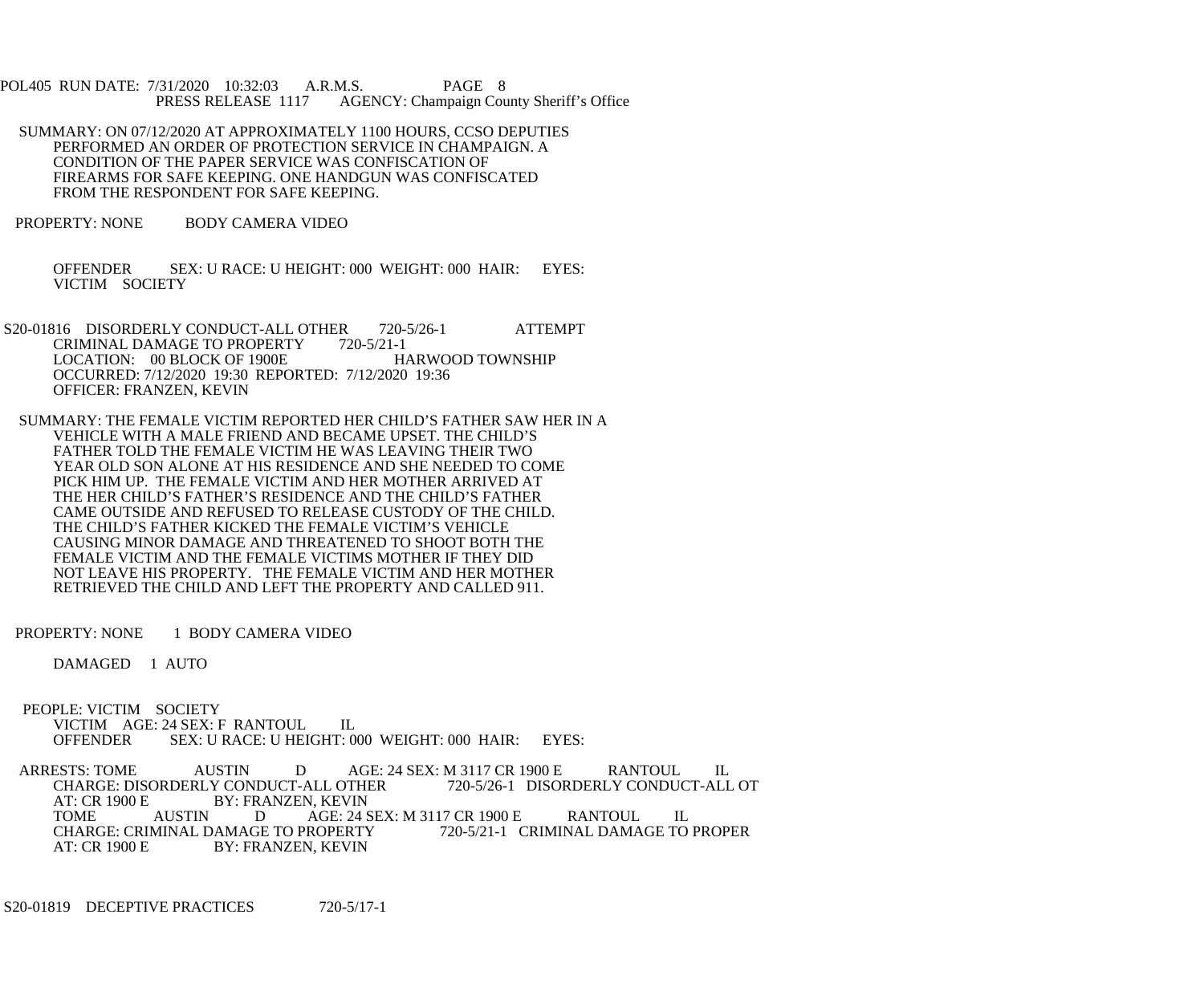POL405 RUN DATE: 7/31/2020 10:32:03 A.R.M.S. PAGE 8
PRESS RELEASE 1117 AGENCY: Champaign County Sheriff's Office

SUMMARY: ON 07/12/2020 AT APPROXIMATELY 1100 HOURS, CCSO DEPUTIES PERFORMED AN ORDER OF PROTECTION SERVICE IN CHAMPAIGN. A CONDITION OF THE PAPER SERVICE WAS CONFISCATION OF FIREARMS FOR SAFE KEEPING. ONE HANDGUN WAS CONFISCATED FROM THE RESPONDENT FOR SAFE KEEPING.

PROPERTY: NONE BODY CAMERA VIDEO

OFFENDER SEX: U RACE: U HEIGHT: 000 WEIGHT: 000 HAIR: EYES:
VICTIM SOCIETY

S20-01816 DISORDERLY CONDUCT-ALL OTHER 720-5/26-1 ATTEMPT
CRIMINAL DAMAGE TO PROPERTY 720-5/21-1
LOCATION: 00 BLOCK OF 1900E HARWOOD TOWNSHIP
OCCURRED: 7/12/2020 19:30 REPORTED: 7/12/2020 19:36
OFFICER: FRANZEN, KEVIN

SUMMARY: THE FEMALE VICTIM REPORTED HER CHILD'S FATHER SAW HER IN A VEHICLE WITH A MALE FRIEND AND BECAME UPSET. THE CHILD'S FATHER TOLD THE FEMALE VICTIM HE WAS LEAVING THEIR TWO YEAR OLD SON ALONE AT HIS RESIDENCE AND SHE NEEDED TO COME PICK HIM UP. THE FEMALE VICTIM AND HER MOTHER ARRIVED AT THE HER CHILD'S FATHER'S RESIDENCE AND THE CHILD'S FATHER CAME OUTSIDE AND REFUSED TO RELEASE CUSTODY OF THE CHILD. THE CHILD'S FATHER KICKED THE FEMALE VICTIM'S VEHICLE CAUSING MINOR DAMAGE AND THREATENED TO SHOOT BOTH THE FEMALE VICTIM AND THE FEMALE VICTIMS MOTHER IF THEY DID NOT LEAVE HIS PROPERTY. THE FEMALE VICTIM AND HER MOTHER RETRIEVED THE CHILD AND LEFT THE PROPERTY AND CALLED 911.

PROPERTY: NONE 1 BODY CAMERA VIDEO

DAMAGED 1 AUTO

PEOPLE: VICTIM SOCIETY
VICTIM AGE: 24 SEX: F RANTOUL IL
OFFENDER SEX: U RACE: U HEIGHT: 000 WEIGHT: 000 HAIR: EYES:

ARRESTS: TOME AUSTIN D AGE: 24 SEX: M 3117 CR 1900 E RANTOUL IL
CHARGE: DISORDERLY CONDUCT-ALL OTHER 720-5/26-1 DISORDERLY CONDUCT-ALL OT
AT: CR 1900 E BY: FRANZEN, KEVIN
TOME AUSTIN D AGE: 24 SEX: M 3117 CR 1900 E RANTOUL IL
CHARGE: CRIMINAL DAMAGE TO PROPERTY 720-5/21-1 CRIMINAL DAMAGE TO PROPER
AT: CR 1900 E BY: FRANZEN, KEVIN

S20-01819 DECEPTIVE PRACTICES 720-5/17-1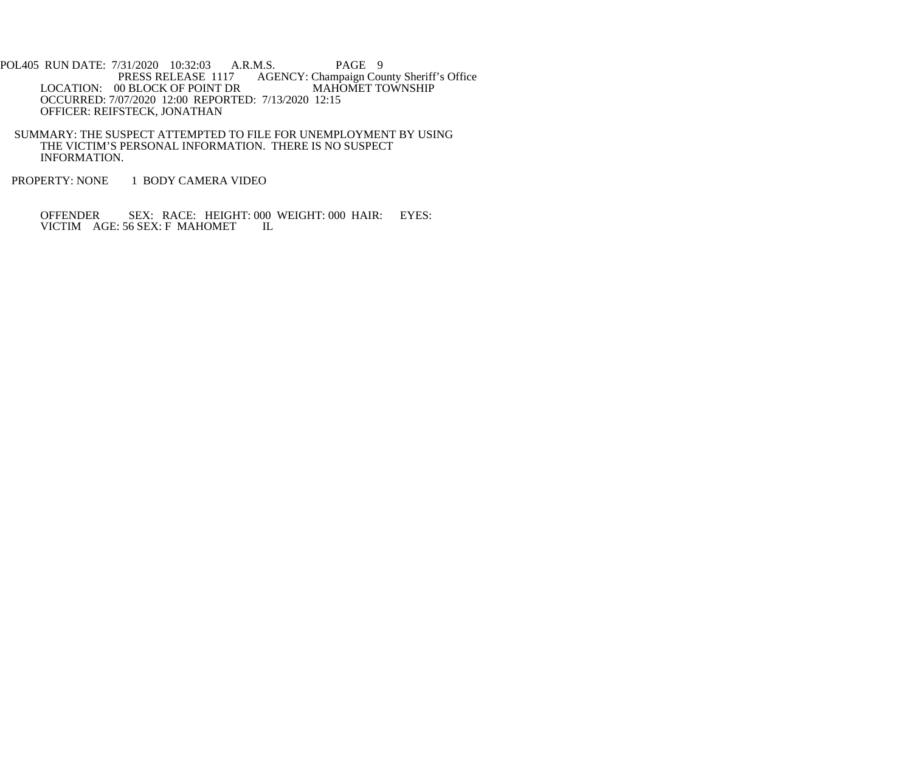POL405 RUN DATE: 7/31/2020 10:32:03 A.R.M.S. PAGE 9
PRESS RELEASE 1117 AGENCY: Champaign County Sheriff's Office
LOCATION: 00 BLOCK OF POINT DR MAHOMET TOWNSHIP
OCCURRED: 7/07/2020 12:00 REPORTED: 7/13/2020 12:15
OFFICER: REIFSTECK, JONATHAN

SUMMARY: THE SUSPECT ATTEMPTED TO FILE FOR UNEMPLOYMENT BY USING THE VICTIM'S PERSONAL INFORMATION. THERE IS NO SUSPECT INFORMATION.

PROPERTY: NONE 1 BODY CAMERA VIDEO

OFFENDER SEX: RACE: HEIGHT: 000 WEIGHT: 000 HAIR: EYES:
VICTIM AGE: 56 SEX: F MAHOMET IL